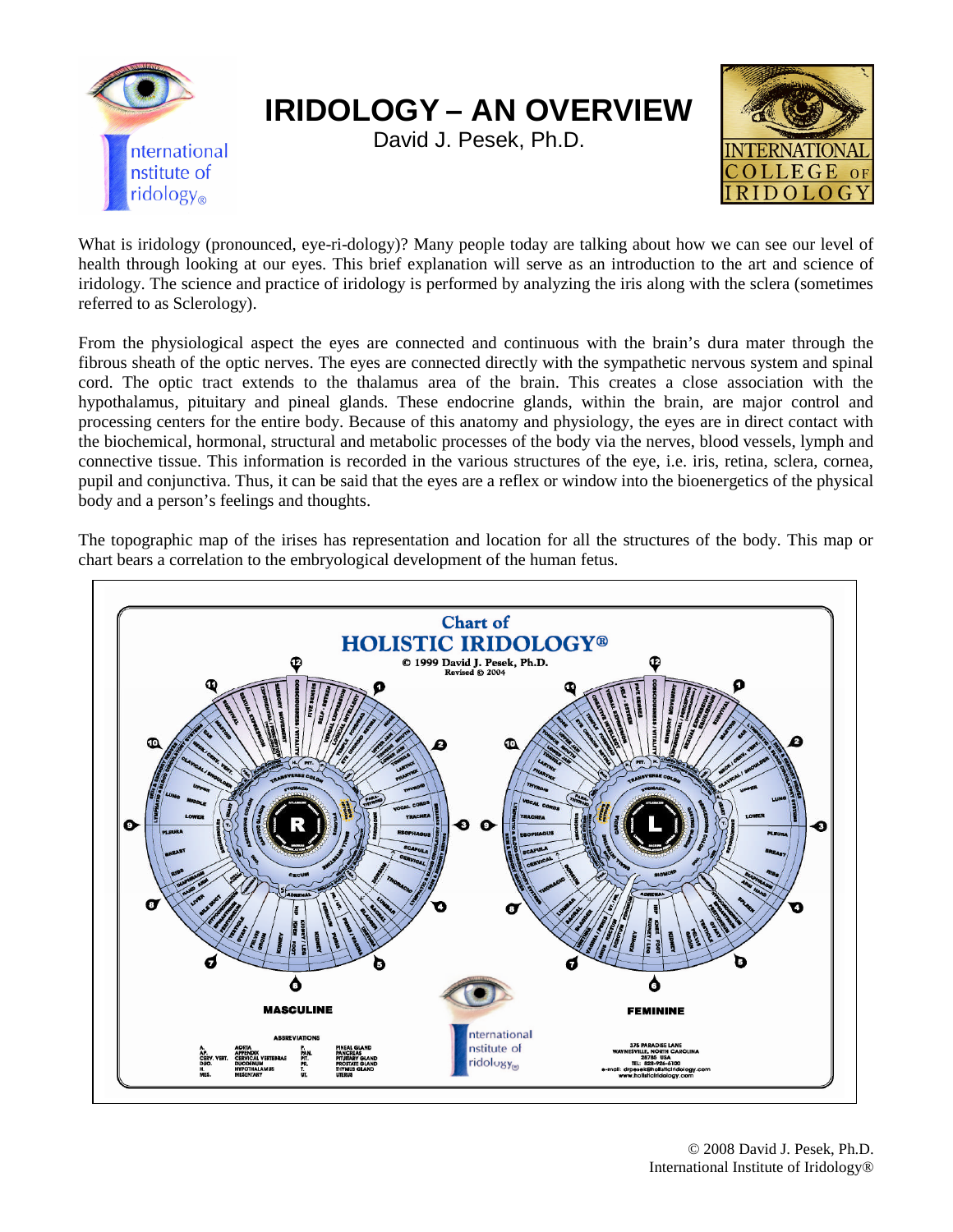# IRIDOLOGY – AN OVERVIEW

David J. Pesek, Ph.D.

What is iridology (pronounced, eye-ri-dology)? Many people today are talking about how we can see our level of health through looking at our eyes. This brief explanation will serve as an introduction to the art and science of iridology. The science and practice of iridology is performed by analyzing the iris along with the sclera (sometimes referred to as Sclerology).

From the physiological aspect the eyes are connected and continuous with the brain's dura mater through the fibrous sheath of the optic nerves. The eyes are connected directly with the sympathetic nervous system and spinal cord. The optic tract extends to the thalamus area of the brain. This creates a close association with the hypothalamus, pituitary and pineal glands. These endocrine glands, within the brain, are major control and processing centers for the entire body. Because of this anatomy and physiology, the eyes are in direct contact with the biochemical, hormonal, structural and metabolic processes of the body via the nerves, blood vessels, lymph and connective tissue. This information is recorded in the various structures of the eye, i.e. iris, retina, sclera, cornea, pupil and conjunctiva. Thus, it can be said that the eyes are a reflex or window into the bioenergetics of the physical body and a person's feelings and thoughts.

The topographic map of the irises has representation and location for all the structures of the body. This map or chart bears a correlation to the embryological development of the human fetus.

© 2008 David J. Pesek, Ph.D.
International Institute of Iridology®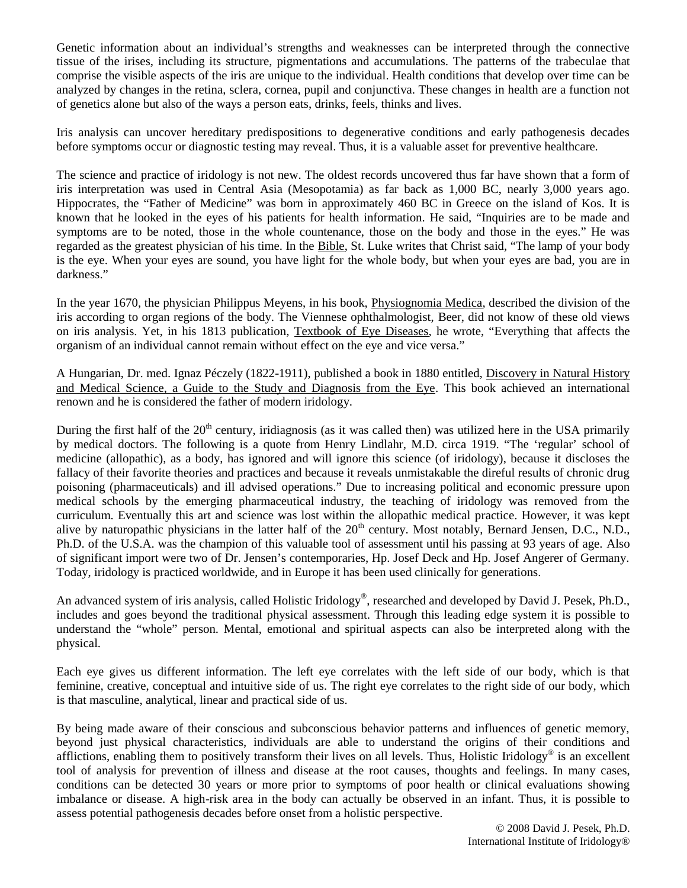Genetic information about an individual's strengths and weaknesses can be interpreted through the connective tissue of the irises, including its structure, pigmentations and accumulations. The patterns of the trabeculae that comprise the visible aspects of the iris are unique to the individual. Health conditions that develop over time can be analyzed by changes in the retina, sclera, cornea, pupil and conjunctiva. These changes in health are a function not of genetics alone but also of the ways a person eats, drinks, feels, thinks and lives.

Iris analysis can uncover hereditary predispositions to degenerative conditions and early pathogenesis decades before symptoms occur or diagnostic testing may reveal. Thus, it is a valuable asset for preventive healthcare.

The science and practice of iridology is not new. The oldest records uncovered thus far have shown that a form of iris interpretation was used in Central Asia (Mesopotamia) as far back as 1,000 BC, nearly 3,000 years ago. Hippocrates, the "Father of Medicine" was born in approximately 460 BC in Greece on the island of Kos. It is known that he looked in the eyes of his patients for health information. He said, "Inquiries are to be made and symptoms are to be noted, those in the whole countenance, those on the body and those in the eyes." He was regarded as the greatest physician of his time. In the Bible, St. Luke writes that Christ said, "The lamp of your body is the eye. When your eyes are sound, you have light for the whole body, but when your eyes are bad, you are in darkness."

In the year 1670, the physician Philippus Meyens, in his book, Physiognomia Medica, described the division of the iris according to organ regions of the body. The Viennese ophthalmologist, Beer, did not know of these old views on iris analysis. Yet, in his 1813 publication, Textbook of Eye Diseases, he wrote, "Everything that affects the organism of an individual cannot remain without effect on the eye and vice versa."

A Hungarian, Dr. med. Ignaz Péczely (1822-1911), published a book in 1880 entitled, Discovery in Natural History and Medical Science, a Guide to the Study and Diagnosis from the Eye. This book achieved an international renown and he is considered the father of modern iridology.

During the first half of the 20th century, iridiagnosis (as it was called then) was utilized here in the USA primarily by medical doctors. The following is a quote from Henry Lindlahr, M.D. circa 1919. "The 'regular' school of medicine (allopathic), as a body, has ignored and will ignore this science (of iridology), because it discloses the fallacy of their favorite theories and practices and because it reveals unmistakable the direful results of chronic drug poisoning (pharmaceuticals) and ill advised operations." Due to increasing political and economic pressure upon medical schools by the emerging pharmaceutical industry, the teaching of iridology was removed from the curriculum. Eventually this art and science was lost within the allopathic medical practice. However, it was kept alive by naturopathic physicians in the latter half of the 20th century. Most notably, Bernard Jensen, D.C., N.D., Ph.D. of the U.S.A. was the champion of this valuable tool of assessment until his passing at 93 years of age. Also of significant import were two of Dr. Jensen's contemporaries, Hp. Josef Deck and Hp. Josef Angerer of Germany. Today, iridology is practiced worldwide, and in Europe it has been used clinically for generations.

An advanced system of iris analysis, called Holistic Iridology®, researched and developed by David J. Pesek, Ph.D., includes and goes beyond the traditional physical assessment. Through this leading edge system it is possible to understand the "whole" person. Mental, emotional and spiritual aspects can also be interpreted along with the physical.

Each eye gives us different information. The left eye correlates with the left side of our body, which is that feminine, creative, conceptual and intuitive side of us. The right eye correlates to the right side of our body, which is that masculine, analytical, linear and practical side of us.

By being made aware of their conscious and subconscious behavior patterns and influences of genetic memory, beyond just physical characteristics, individuals are able to understand the origins of their conditions and afflictions, enabling them to positively transform their lives on all levels. Thus, Holistic Iridology® is an excellent tool of analysis for prevention of illness and disease at the root causes, thoughts and feelings. In many cases, conditions can be detected 30 years or more prior to symptoms of poor health or clinical evaluations showing imbalance or disease. A high-risk area in the body can actually be observed in an infant. Thus, it is possible to assess potential pathogenesis decades before onset from a holistic perspective.

© 2008 David J. Pesek, Ph.D.
International Institute of Iridology®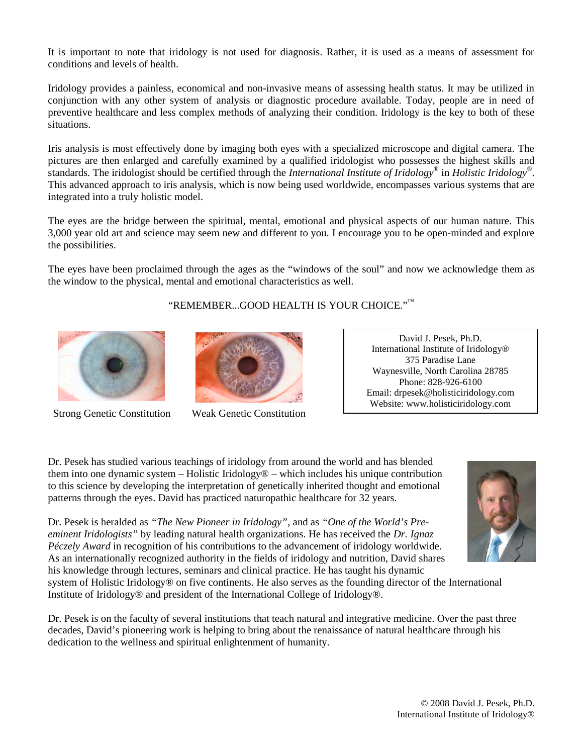It is important to note that iridology is not used for diagnosis. Rather, it is used as a means of assessment for conditions and levels of health.

Iridology provides a painless, economical and non-invasive means of assessing health status. It may be utilized in conjunction with any other system of analysis or diagnostic procedure available. Today, people are in need of preventive healthcare and less complex methods of analyzing their condition. Iridology is the key to both of these situations.

Iris analysis is most effectively done by imaging both eyes with a specialized microscope and digital camera. The pictures are then enlarged and carefully examined by a qualified iridologist who possesses the highest skills and standards. The iridologist should be certified through the *International Institute of Iridology®* in *Holistic Iridology®*. This advanced approach to iris analysis, which is now being used worldwide, encompasses various systems that are integrated into a truly holistic model.

The eyes are the bridge between the spiritual, mental, emotional and physical aspects of our human nature. This 3,000 year old art and science may seem new and different to you. I encourage you to be open-minded and explore the possibilities.

The eyes have been proclaimed through the ages as the "windows of the soul" and now we acknowledge them as the window to the physical, mental and emotional characteristics as well.

"REMEMBER...GOOD HEALTH IS YOUR CHOICE."™

Strong Genetic Constitution

Weak Genetic Constitution

David J. Pesek, Ph.D.
International Institute of Iridology®
375 Paradise Lane
Waynesville, North Carolina 28785
Phone: 828-926-6100
Email: drpesek@holisticiridology.com
Website: www.holisticiridology.com

Dr. Pesek has studied various teachings of iridology from around the world and has blended them into one dynamic system – Holistic Iridology® – which includes his unique contribution to this science by developing the interpretation of genetically inherited thought and emotional patterns through the eyes. David has practiced naturopathic healthcare for 32 years.

Dr. Pesek is heralded as *"The New Pioneer in Iridology"*, and as *"One of the World's Pre-eminent Iridologists"* by leading natural health organizations. He has received the *Dr. Ignaz Péczely Award* in recognition of his contributions to the advancement of iridology worldwide. As an internationally recognized authority in the fields of iridology and nutrition, David shares his knowledge through lectures, seminars and clinical practice. He has taught his dynamic system of Holistic Iridology® on five continents. He also serves as the founding director of the International Institute of Iridology® and president of the International College of Iridology®.

Dr. Pesek is on the faculty of several institutions that teach natural and integrative medicine. Over the past three decades, David's pioneering work is helping to bring about the renaissance of natural healthcare through his dedication to the wellness and spiritual enlightenment of humanity.

© 2008 David J. Pesek, Ph.D.
International Institute of Iridology®